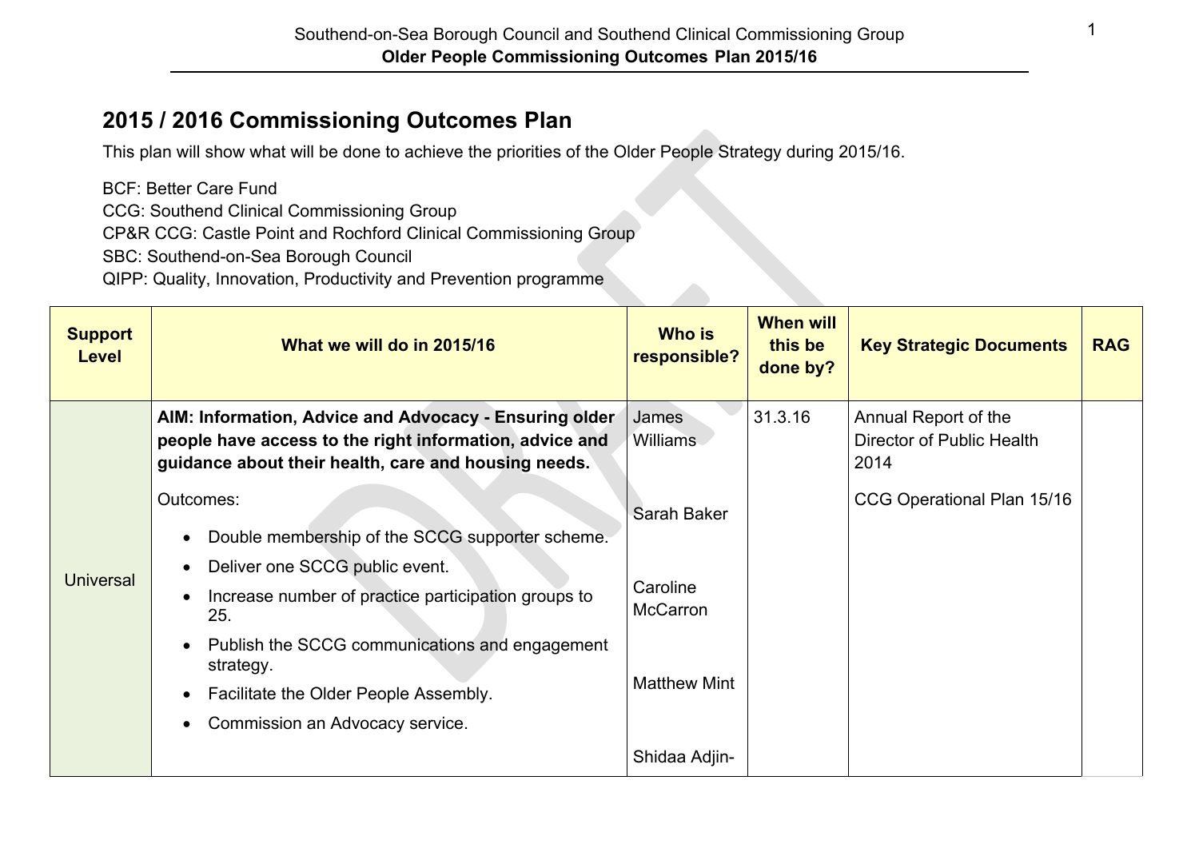# 2015 / 2016 Commissioning Outcomes Plan

This plan will show what will be done to achieve the priorities of the Older People Strategy during 2015/16.

BCF: Better Care Fund
CCG: Southend Clinical Commissioning Group
CP&R CCG: Castle Point and Rochford Clinical Commissioning Group
SBC: Southend-on-Sea Borough Council
QIPP: Quality, Innovation, Productivity and Prevention programme

| Support Level | What we will do in 2015/16 | Who is responsible? | When will this be done by? | Key Strategic Documents | RAG |
|---|---|---|---|---|---|
| Universal | **AIM: Information, Advice and Advocacy - Ensuring older people have access to the right information, advice and guidance about their health, care and housing needs.**<br><br>Outcomes:<br>• Double membership of the SCCG supporter scheme.<br>• Deliver one SCCG public event.<br>• Increase number of practice participation groups to 25.<br>• Publish the SCCG communications and engagement strategy.<br>• Facilitate the Older People Assembly.<br>• Commission an Advocacy service. | James Williams<br><br>Sarah Baker<br><br>Caroline McCarron<br><br>Matthew Mint<br><br>Shidaa Adjin- | 31.3.16 | Annual Report of the Director of Public Health 2014<br><br>CCG Operational Plan 15/16 | |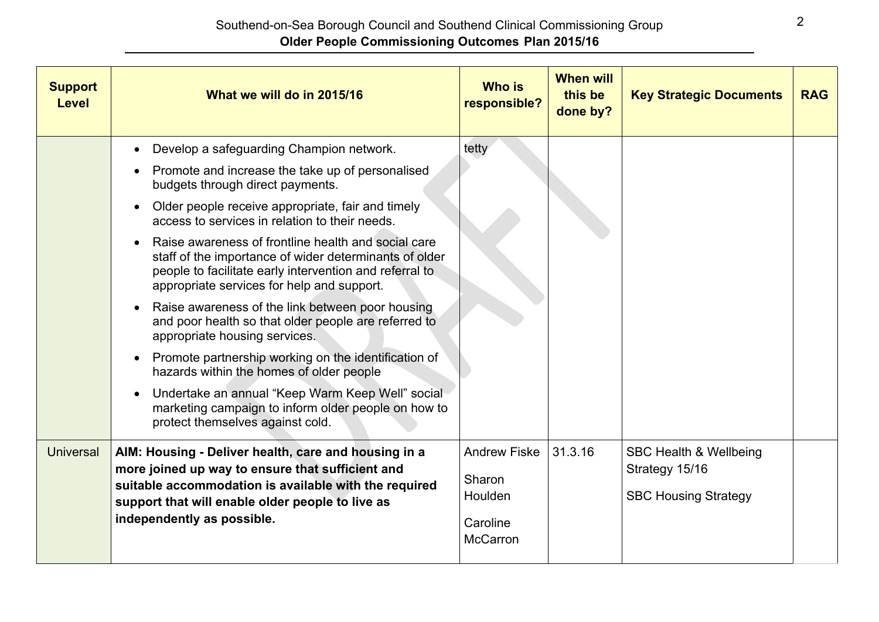| Support Level | What we will do in 2015/16 | Who is responsible? | When will this be done by? | Key Strategic Documents | RAG |
|---|---|---|---|---|---|
| | • Develop a safeguarding Champion network.<br>• Promote and increase the take up of personalised budgets through direct payments.<br>• Older people receive appropriate, fair and timely access to services in relation to their needs.<br>• Raise awareness of frontline health and social care staff of the importance of wider determinants of older people to facilitate early intervention and referral to appropriate services for help and support.<br>• Raise awareness of the link between poor housing and poor health so that older people are referred to appropriate housing services.<br>• Promote partnership working on the identification of hazards within the homes of older people<br>• Undertake an annual "Keep Warm Keep Well" social marketing campaign to inform older people on how to protect themselves against cold. | tetty | | | |
| Universal | **AIM: Housing - Deliver health, care and housing in a more joined up way to ensure that sufficient and suitable accommodation is available with the required support that will enable older people to live as independently as possible.** | Andrew Fiske<br>Sharon Houlden<br>Caroline McCarron | 31.3.16 | SBC Health & Wellbeing Strategy 15/16<br>SBC Housing Strategy | |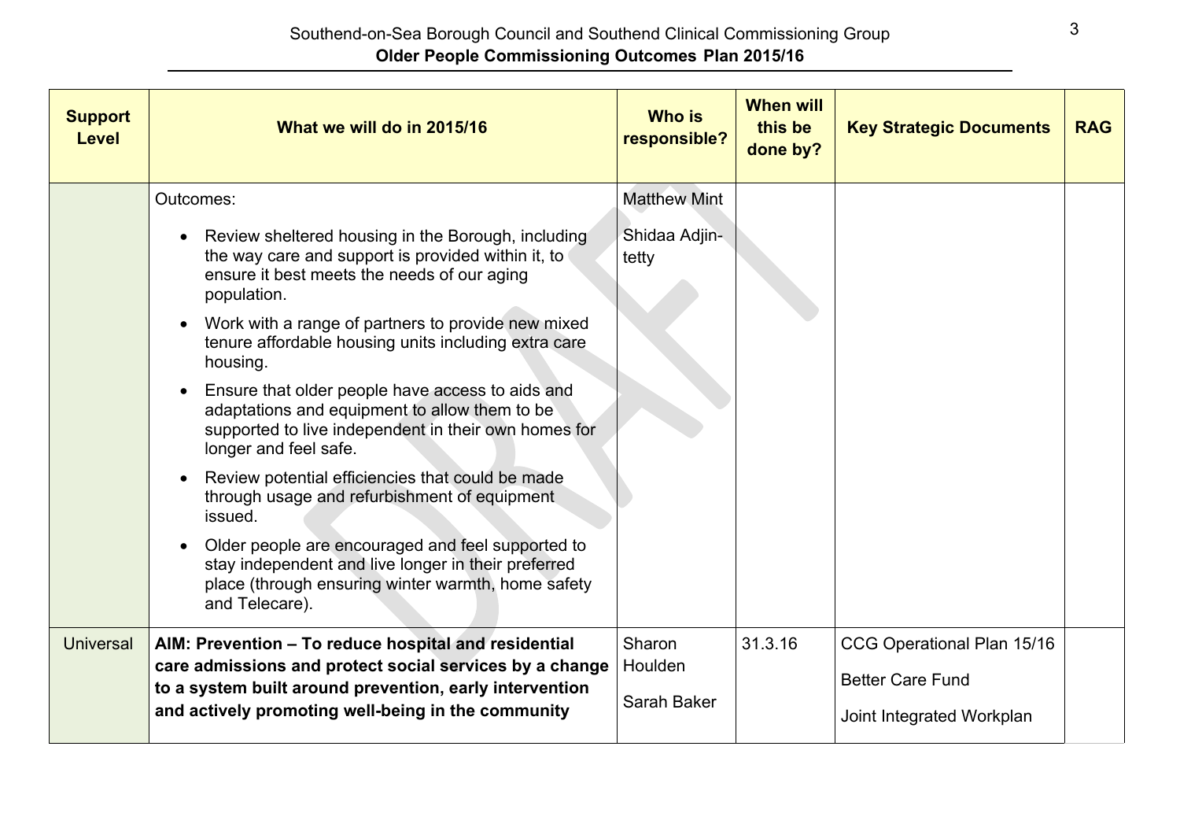| Support Level | What we will do in 2015/16 | Who is responsible? | When will this be done by? | Key Strategic Documents | RAG |
|---|---|---|---|---|---|
| | Outcomes:<br><ul><li>Review sheltered housing in the Borough, including the way care and support is provided within it, to ensure it best meets the needs of our aging population.</li><li>Work with a range of partners to provide new mixed tenure affordable housing units including extra care housing.</li><li>Ensure that older people have access to aids and adaptations and equipment to allow them to be supported to live independent in their own homes for longer and feel safe.</li><li>Review potential efficiencies that could be made through usage and refurbishment of equipment issued.</li><li>Older people are encouraged and feel supported to stay independent and live longer in their preferred place (through ensuring winter warmth, home safety and Telecare).</li></ul> | Matthew Mint<br><br>Shidaa Adjin-tetty | | | |
| Universal | **AIM: Prevention – To reduce hospital and residential care admissions and protect social services by a change to a system built around prevention, early intervention and actively promoting well-being in the community** | Sharon Houlden<br><br>Sarah Baker | 31.3.16 | CCG Operational Plan 15/16<br><br>Better Care Fund<br><br>Joint Integrated Workplan | |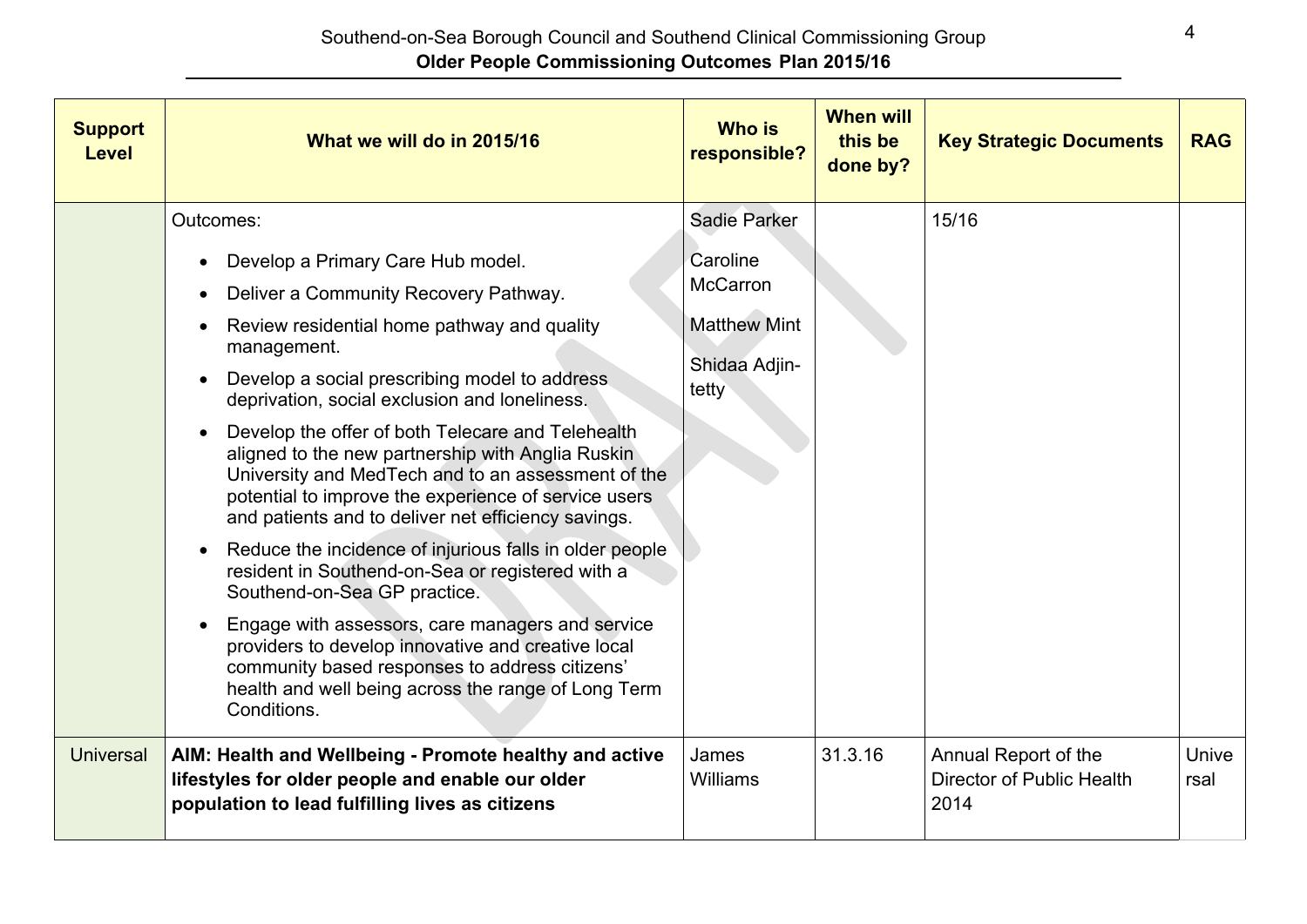| Support Level | What we will do in 2015/16 | Who is responsible? | When will this be done by? | Key Strategic Documents | RAG |
|---|---|---|---|---|---|
| | Outcomes:<br>• Develop a Primary Care Hub model.<br>• Deliver a Community Recovery Pathway.<br>• Review residential home pathway and quality management.<br>• Develop a social prescribing model to address deprivation, social exclusion and loneliness.<br>• Develop the offer of both Telecare and Telehealth aligned to the new partnership with Anglia Ruskin University and MedTech and to an assessment of the potential to improve the experience of service users and patients and to deliver net efficiency savings.<br>• Reduce the incidence of injurious falls in older people resident in Southend-on-Sea or registered with a Southend-on-Sea GP practice.<br>• Engage with assessors, care managers and service providers to develop innovative and creative local community based responses to address citizens' health and well being across the range of Long Term Conditions. | Sadie Parker<br>Caroline McCarron<br>Matthew Mint<br>Shidaa Adjin-tetty | | 15/16 | |
| Universal | **AIM: Health and Wellbeing - Promote healthy and active lifestyles for older people and enable our older population to lead fulfilling lives as citizens** | James Williams | 31.3.16 | Annual Report of the Director of Public Health 2014 | Universal |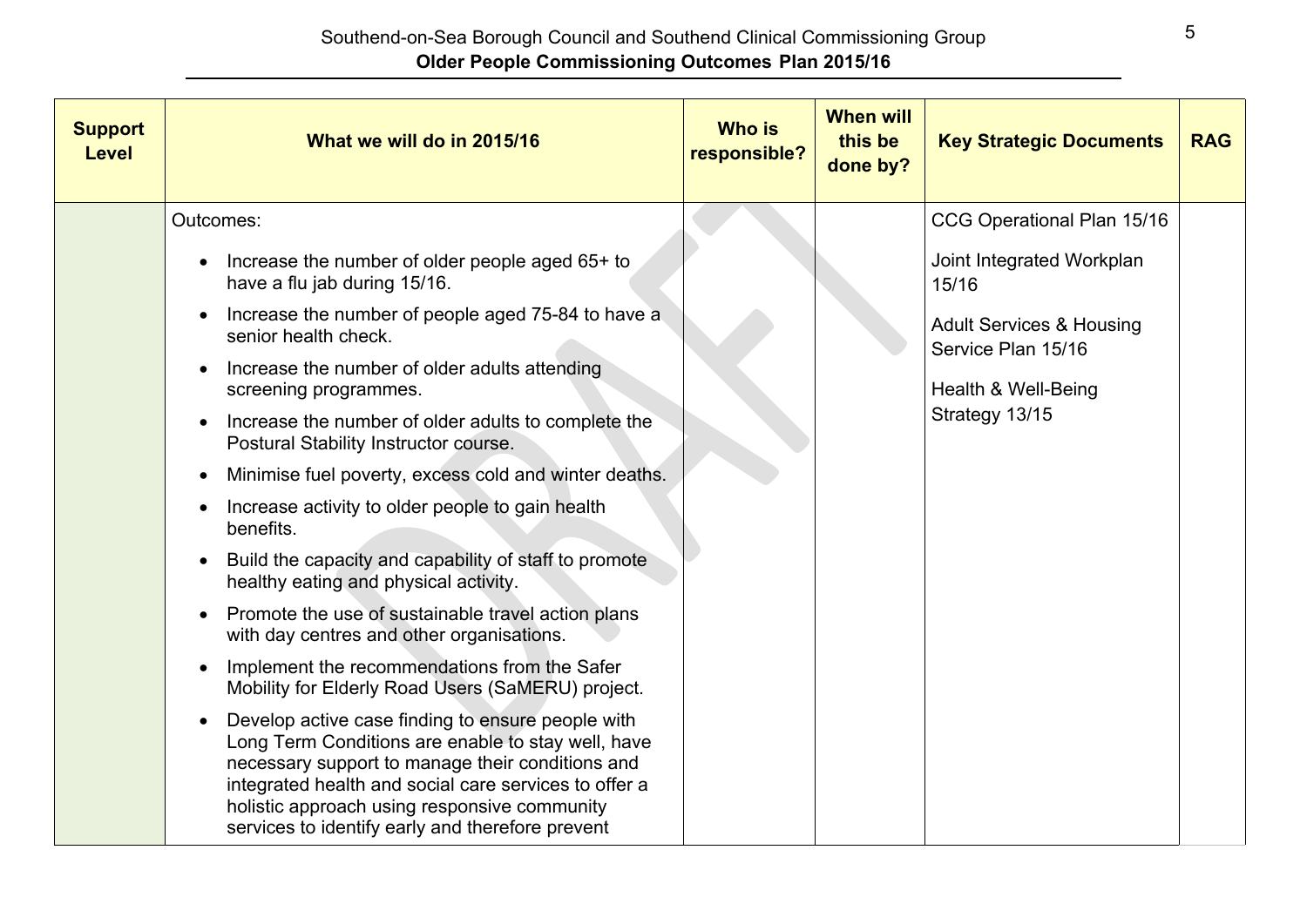| Support Level | What we will do in 2015/16 | Who is responsible? | When will this be done by? | Key Strategic Documents | RAG |
|---|---|---|---|---|---|
| | Outcomes:<br>• Increase the number of older people aged 65+ to have a flu jab during 15/16.<br>• Increase the number of people aged 75-84 to have a senior health check.<br>• Increase the number of older adults attending screening programmes.<br>• Increase the number of older adults to complete the Postural Stability Instructor course.<br>• Minimise fuel poverty, excess cold and winter deaths.<br>• Increase activity to older people to gain health benefits.<br>• Build the capacity and capability of staff to promote healthy eating and physical activity.<br>• Promote the use of sustainable travel action plans with day centres and other organisations.<br>• Implement the recommendations from the Safer Mobility for Elderly Road Users (SaMERU) project.<br>• Develop active case finding to ensure people with Long Term Conditions are enable to stay well, have necessary support to manage their conditions and integrated health and social care services to offer a holistic approach using responsive community services to identify early and therefore prevent | | | CCG Operational Plan 15/16<br><br>Joint Integrated Workplan 15/16<br><br>Adult Services & Housing Service Plan 15/16<br><br>Health & Well-Being Strategy 13/15 | |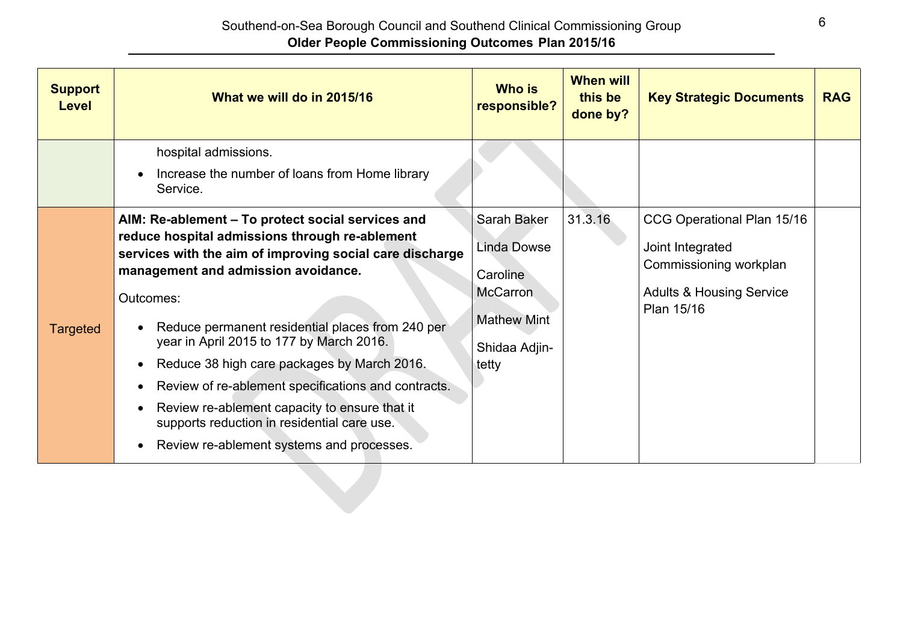| Support Level | What we will do in 2015/16 | Who is responsible? | When will this be done by? | Key Strategic Documents | RAG |
|---|---|---|---|---|---|
| | hospital admissions.<br>• Increase the number of loans from Home library Service. | | | | |
| Targeted | **AIM: Re-ablement – To protect social services and reduce hospital admissions through re-ablement services with the aim of improving social care discharge management and admission avoidance.**<br>Outcomes:<br>• Reduce permanent residential places from 240 per year in April 2015 to 177 by March 2016.<br>• Reduce 38 high care packages by March 2016.<br>• Review of re-ablement specifications and contracts.<br>• Review re-ablement capacity to ensure that it supports reduction in residential care use.<br>• Review re-ablement systems and processes. | Sarah Baker<br>Linda Dowse<br>Caroline McCarron<br>Mathew Mint<br>Shidaa Adjin-tetty | 31.3.16 | CCG Operational Plan 15/16<br>Joint Integrated Commissioning workplan<br>Adults & Housing Service Plan 15/16 | |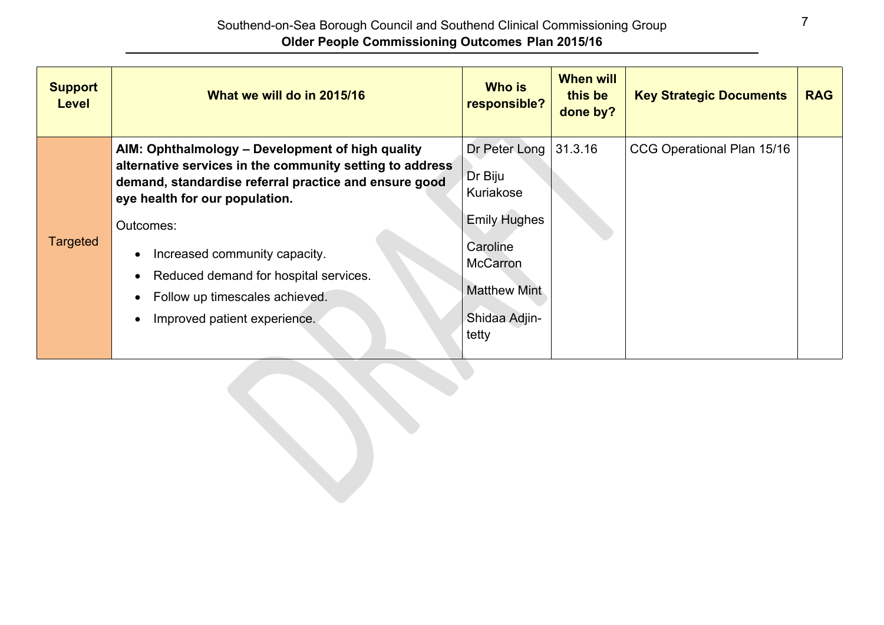| Support Level | What we will do in 2015/16 | Who is responsible? | When will this be done by? | Key Strategic Documents | RAG |
|---|---|---|---|---|---|
| Targeted | **AIM: Ophthalmology – Development of high quality alternative services in the community setting to address demand, standardise referral practice and ensure good eye health for our population.**<br><br>Outcomes:<br>• Increased community capacity.<br>• Reduced demand for hospital services.<br>• Follow up timescales achieved.<br>• Improved patient experience. | Dr Peter Long<br>Dr Biju Kuriakose<br>Emily Hughes<br>Caroline McCarron<br>Matthew Mint<br>Shidaa Adjin-tetty | 31.3.16 | CCG Operational Plan 15/16 | |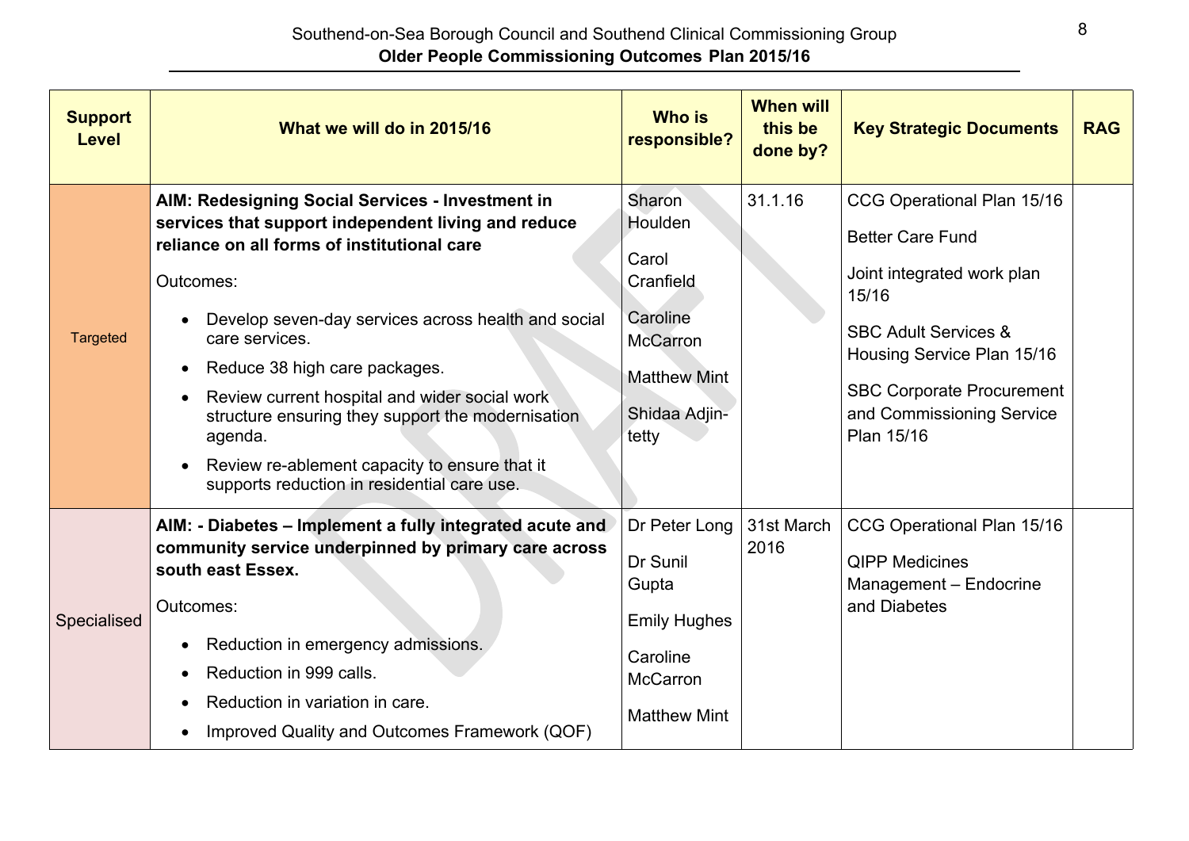| Support Level | What we will do in 2015/16 | Who is responsible? | When will this be done by? | Key Strategic Documents | RAG |
|---|---|---|---|---|---|
| Targeted | **AIM: Redesigning Social Services - Investment in services that support independent living and reduce reliance on all forms of institutional care**<br><br>Outcomes:<br><br>• Develop seven-day services across health and social care services.<br>• Reduce 38 high care packages.<br>• Review current hospital and wider social work structure ensuring they support the modernisation agenda.<br>• Review re-ablement capacity to ensure that it supports reduction in residential care use. | Sharon Houlden<br><br>Carol Cranfield<br><br>Caroline McCarron<br><br>Matthew Mint<br><br>Shidaa Adjin-tetty | 31.1.16 | CCG Operational Plan 15/16<br><br>Better Care Fund<br><br>Joint integrated work plan 15/16<br><br>SBC Adult Services & Housing Service Plan 15/16<br><br>SBC Corporate Procurement and Commissioning Service Plan 15/16 | |
| Specialised | **AIM: - Diabetes – Implement a fully integrated acute and community service underpinned by primary care across south east Essex.**<br><br>Outcomes:<br><br>• Reduction in emergency admissions.<br>• Reduction in 999 calls.<br>• Reduction in variation in care.<br>• Improved Quality and Outcomes Framework (QOF) | Dr Peter Long<br><br>Dr Sunil Gupta<br><br>Emily Hughes<br><br>Caroline McCarron<br><br>Matthew Mint | 31st March 2016 | CCG Operational Plan 15/16<br><br>QIPP Medicines Management – Endocrine and Diabetes | |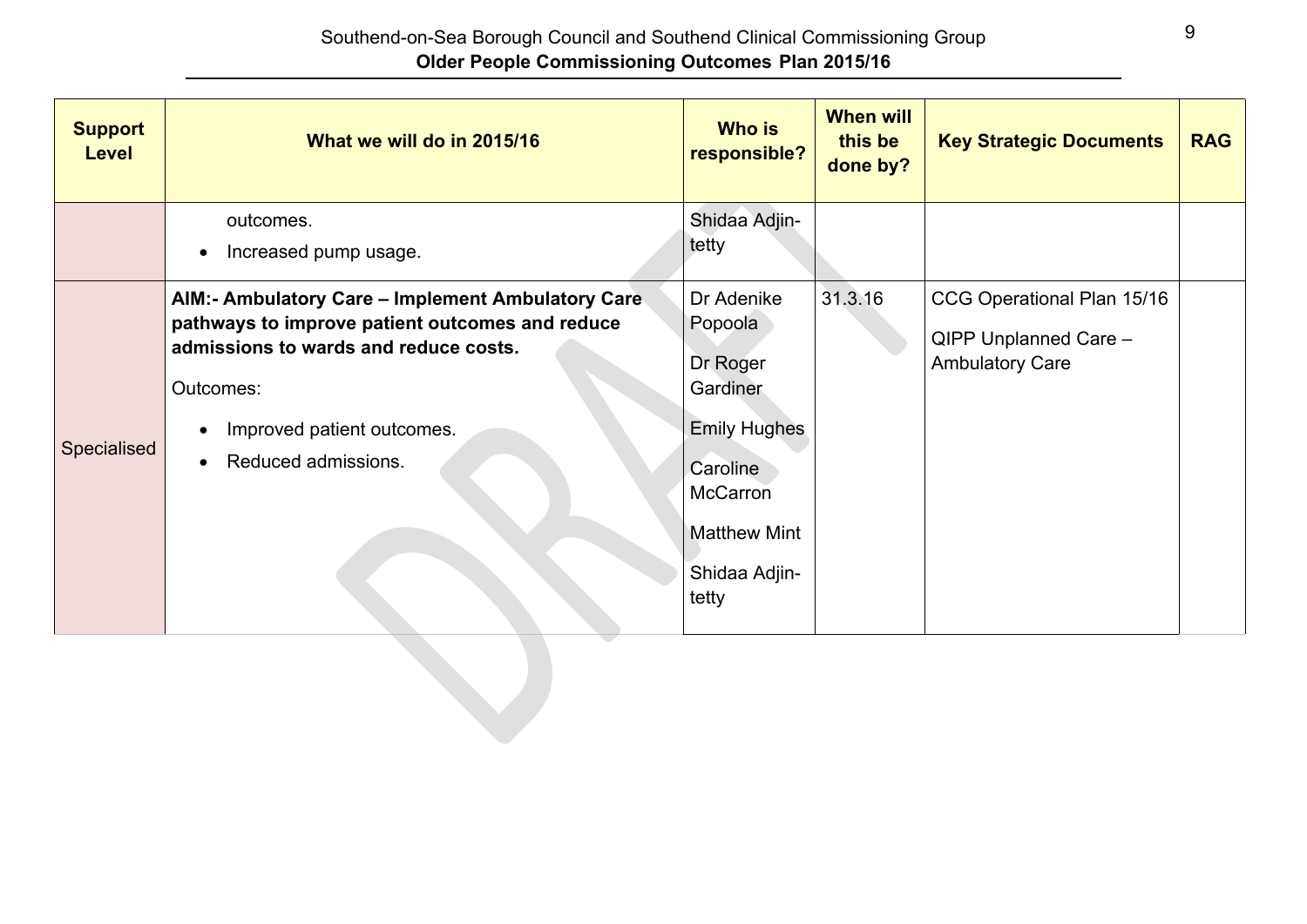| Support Level | What we will do in 2015/16 | Who is responsible? | When will this be done by? | Key Strategic Documents | RAG |
|---|---|---|---|---|---|
| | outcomes.<br>• Increased pump usage. | Shidaa Adjin-tetty | | | |
| Specialised | **AIM:- Ambulatory Care – Implement Ambulatory Care pathways to improve patient outcomes and reduce admissions to wards and reduce costs.**<br>Outcomes:<br>• Improved patient outcomes.<br>• Reduced admissions. | Dr Adenike Popoola<br>Dr Roger Gardiner<br>Emily Hughes<br>Caroline McCarron<br>Matthew Mint<br>Shidaa Adjin-tetty | 31.3.16 | CCG Operational Plan 15/16<br>QIPP Unplanned Care – Ambulatory Care | |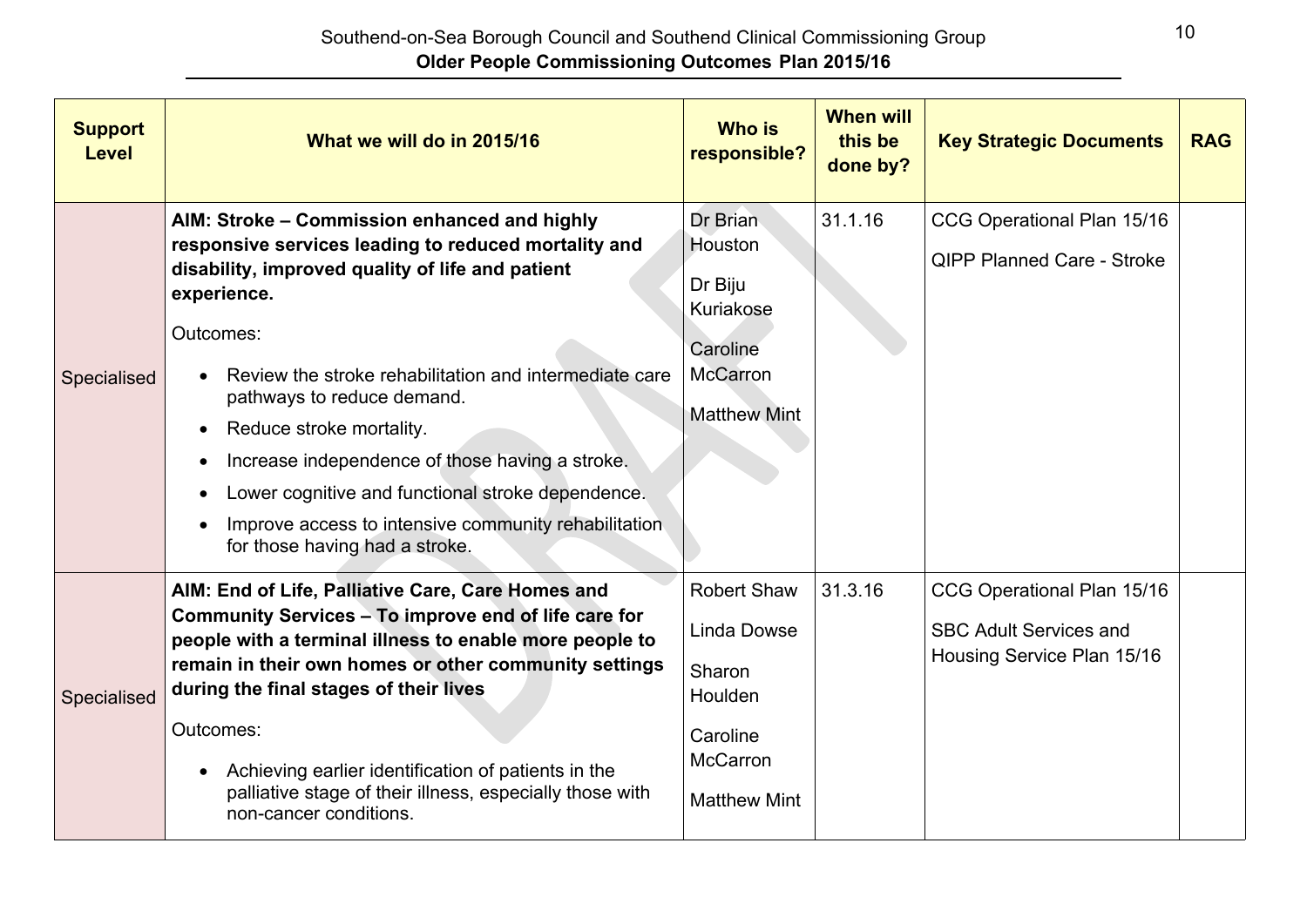| Support Level | What we will do in 2015/16 | Who is responsible? | When will this be done by? | Key Strategic Documents | RAG |
|---|---|---|---|---|---|
| Specialised | **AIM: Stroke – Commission enhanced and highly responsive services leading to reduced mortality and disability, improved quality of life and patient experience.**<br><br>Outcomes:<br><br>• Review the stroke rehabilitation and intermediate care pathways to reduce demand.<br>• Reduce stroke mortality.<br>• Increase independence of those having a stroke.<br>• Lower cognitive and functional stroke dependence.<br>• Improve access to intensive community rehabilitation for those having had a stroke. | Dr Brian Houston<br><br>Dr Biju Kuriakose<br><br>Caroline McCarron<br><br>Matthew Mint | 31.1.16 | CCG Operational Plan 15/16<br><br>QIPP Planned Care - Stroke | |
| Specialised | **AIM: End of Life, Palliative Care, Care Homes and Community Services – To improve end of life care for people with a terminal illness to enable more people to remain in their own homes or other community settings during the final stages of their lives**<br><br>Outcomes:<br><br>• Achieving earlier identification of patients in the palliative stage of their illness, especially those with non-cancer conditions. | Robert Shaw<br><br>Linda Dowse<br><br>Sharon Houlden<br><br>Caroline McCarron<br><br>Matthew Mint | 31.3.16 | CCG Operational Plan 15/16<br><br>SBC Adult Services and Housing Service Plan 15/16 | |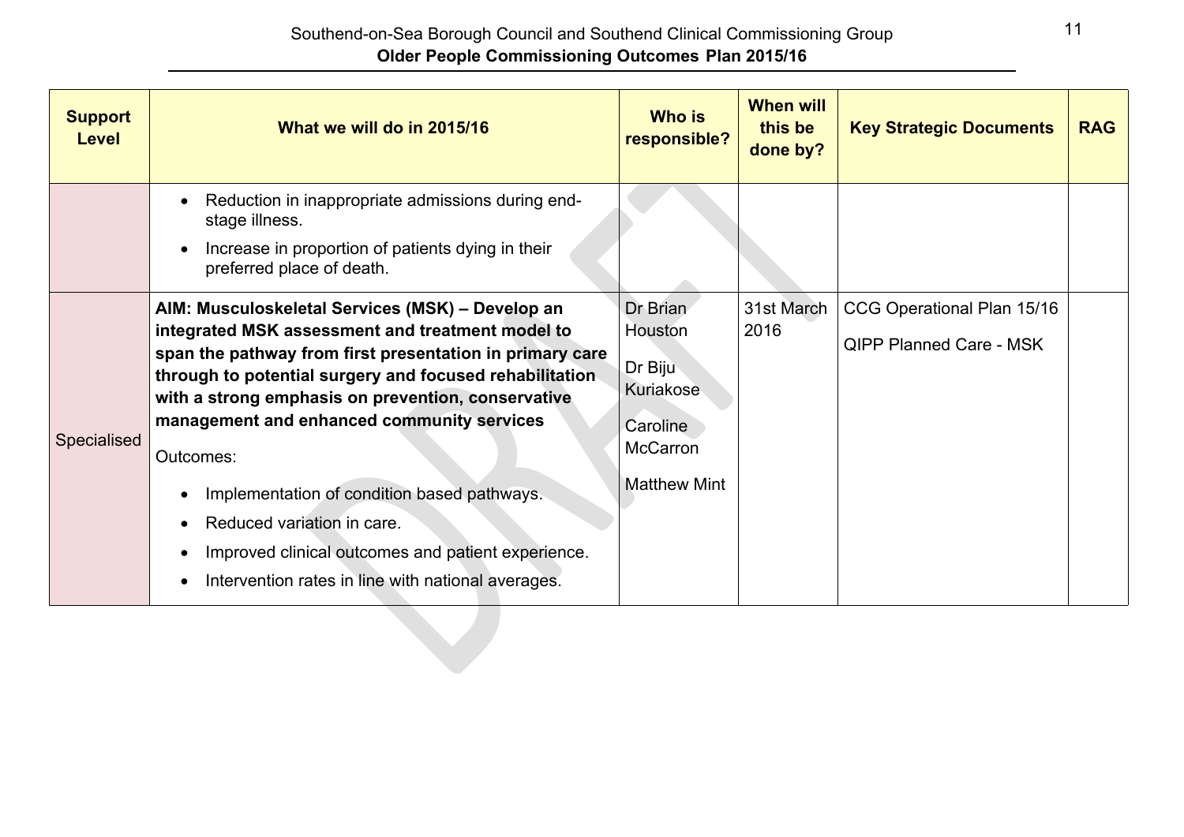| Support Level | What we will do in 2015/16 | Who is responsible? | When will this be done by? | Key Strategic Documents | RAG |
|---|---|---|---|---|---|
| | • Reduction in inappropriate admissions during end-stage illness.<br>• Increase in proportion of patients dying in their preferred place of death. | | | | |
| Specialised | **AIM: Musculoskeletal Services (MSK) – Develop an integrated MSK assessment and treatment model to span the pathway from first presentation in primary care through to potential surgery and focused rehabilitation with a strong emphasis on prevention, conservative management and enhanced community services**<br>Outcomes:<br>• Implementation of condition based pathways.<br>• Reduced variation in care.<br>• Improved clinical outcomes and patient experience.<br>• Intervention rates in line with national averages. | Dr Brian Houston<br>Dr Biju Kuriakose<br>Caroline McCarron<br>Matthew Mint | 31st March 2016 | CCG Operational Plan 15/16<br>QIPP Planned Care - MSK | |